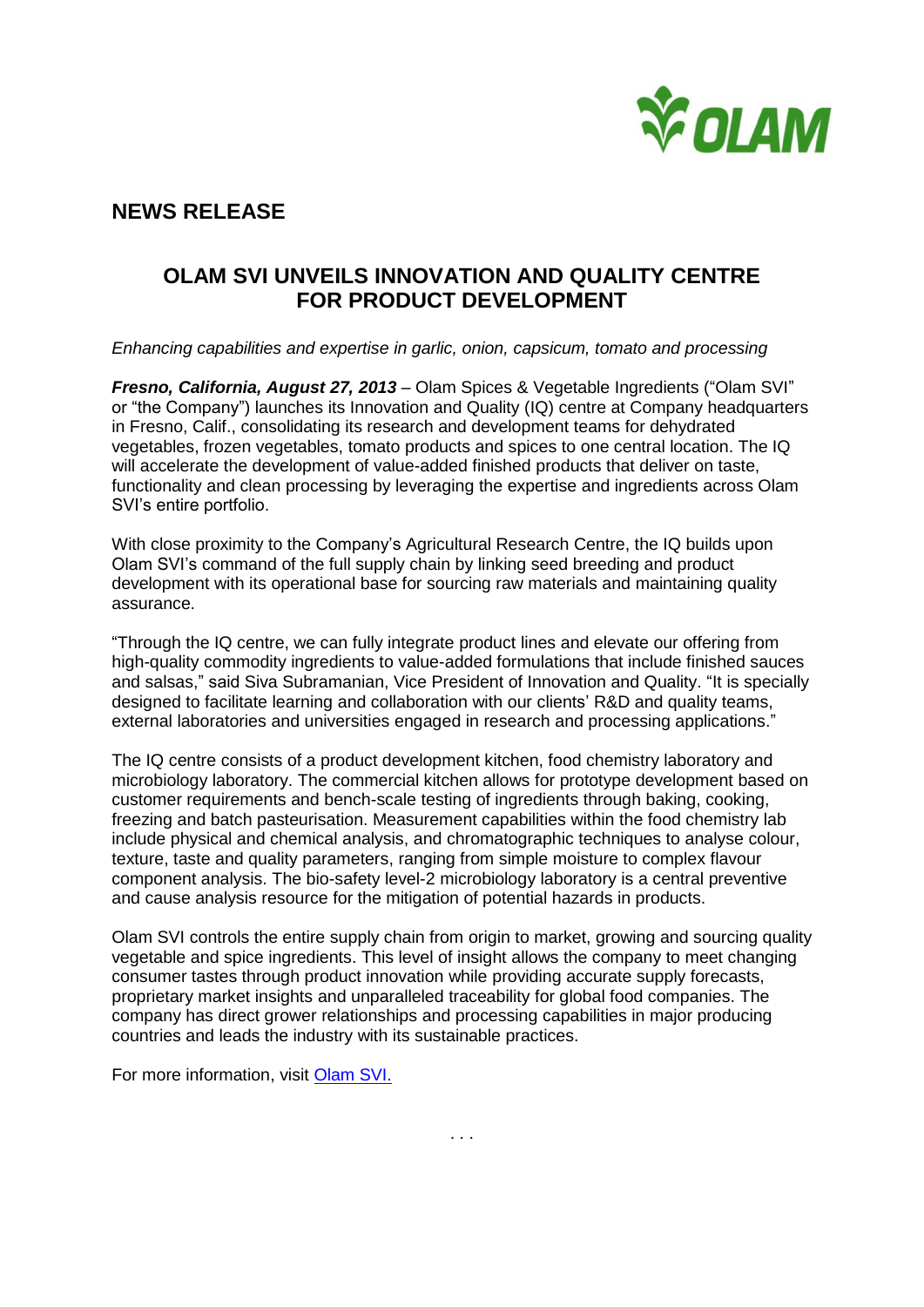# NEWS RELEASE

## OLAM SVI UNVEILS INNOVATION AND QUALITY CENTRE FOR PRODUCT DEVELOPMENT

*Enhancing capabilities and expertise in garlic, onion, capsicum, tomato and processing*

***Fresno, California, August 27, 2013*** – Olam Spices & Vegetable Ingredients ("Olam SVI" or "the Company") launches its Innovation and Quality (IQ) centre at Company headquarters in Fresno, Calif., consolidating its research and development teams for dehydrated vegetables, frozen vegetables, tomato products and spices to one central location. The IQ will accelerate the development of value-added finished products that deliver on taste, functionality and clean processing by leveraging the expertise and ingredients across Olam SVI's entire portfolio.

With close proximity to the Company's Agricultural Research Centre, the IQ builds upon Olam SVI's command of the full supply chain by linking seed breeding and product development with its operational base for sourcing raw materials and maintaining quality assurance.

"Through the IQ centre, we can fully integrate product lines and elevate our offering from high-quality commodity ingredients to value-added formulations that include finished sauces and salsas," said Siva Subramanian, Vice President of Innovation and Quality. "It is specially designed to facilitate learning and collaboration with our clients' R&D and quality teams, external laboratories and universities engaged in research and processing applications."

The IQ centre consists of a product development kitchen, food chemistry laboratory and microbiology laboratory. The commercial kitchen allows for prototype development based on customer requirements and bench-scale testing of ingredients through baking, cooking, freezing and batch pasteurisation. Measurement capabilities within the food chemistry lab include physical and chemical analysis, and chromatographic techniques to analyse colour, texture, taste and quality parameters, ranging from simple moisture to complex flavour component analysis. The bio-safety level-2 microbiology laboratory is a central preventive and cause analysis resource for the mitigation of potential hazards in products.

Olam SVI controls the entire supply chain from origin to market, growing and sourcing quality vegetable and spice ingredients. This level of insight allows the company to meet changing consumer tastes through product innovation while providing accurate supply forecasts, proprietary market insights and unparalleled traceability for global food companies. The company has direct grower relationships and processing capabilities in major producing countries and leads the industry with its sustainable practices.

For more information, visit Olam SVI.

. . .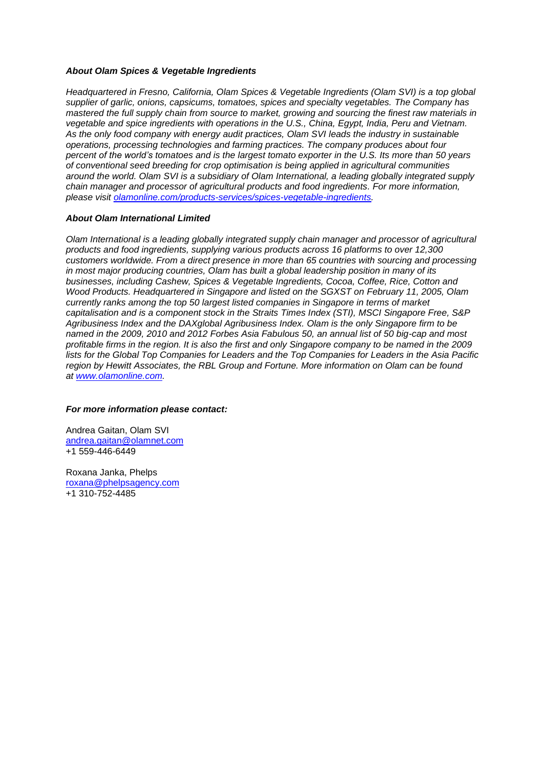***About Olam Spices & Vegetable Ingredients***

*Headquartered in Fresno, California, Olam Spices & Vegetable Ingredients (Olam SVI) is a top global supplier of garlic, onions, capsicums, tomatoes, spices and specialty vegetables. The Company has mastered the full supply chain from source to market, growing and sourcing the finest raw materials in vegetable and spice ingredients with operations in the U.S., China, Egypt, India, Peru and Vietnam. As the only food company with energy audit practices, Olam SVI leads the industry in sustainable operations, processing technologies and farming practices. The company produces about four percent of the world's tomatoes and is the largest tomato exporter in the U.S. Its more than 50 years of conventional seed breeding for crop optimisation is being applied in agricultural communities around the world. Olam SVI is a subsidiary of Olam International, a leading globally integrated supply chain manager and processor of agricultural products and food ingredients. For more information, please visit [olamonline.com/products-services/spices-vegetable-ingredients](olamonline.com/products-services/spices-vegetable-ingredients).*

***About Olam International Limited***

*Olam International is a leading globally integrated supply chain manager and processor of agricultural products and food ingredients, supplying various products across 16 platforms to over 12,300 customers worldwide. From a direct presence in more than 65 countries with sourcing and processing in most major producing countries, Olam has built a global leadership position in many of its businesses, including Cashew, Spices & Vegetable Ingredients, Cocoa, Coffee, Rice, Cotton and Wood Products. Headquartered in Singapore and listed on the SGXST on February 11, 2005, Olam currently ranks among the top 50 largest listed companies in Singapore in terms of market capitalisation and is a component stock in the Straits Times Index (STI), MSCI Singapore Free, S&P Agribusiness Index and the DAXglobal Agribusiness Index. Olam is the only Singapore firm to be named in the 2009, 2010 and 2012 Forbes Asia Fabulous 50, an annual list of 50 big-cap and most profitable firms in the region. It is also the first and only Singapore company to be named in the 2009 lists for the Global Top Companies for Leaders and the Top Companies for Leaders in the Asia Pacific region by Hewitt Associates, the RBL Group and Fortune. More information on Olam can be found at [www.olamonline.com](www.olamonline.com).*

***For more information please contact:***

Andrea Gaitan, Olam SVI
andrea.gaitan@olamnet.com
+1 559-446-6449

Roxana Janka, Phelps
roxana@phelpsagency.com
+1 310-752-4485